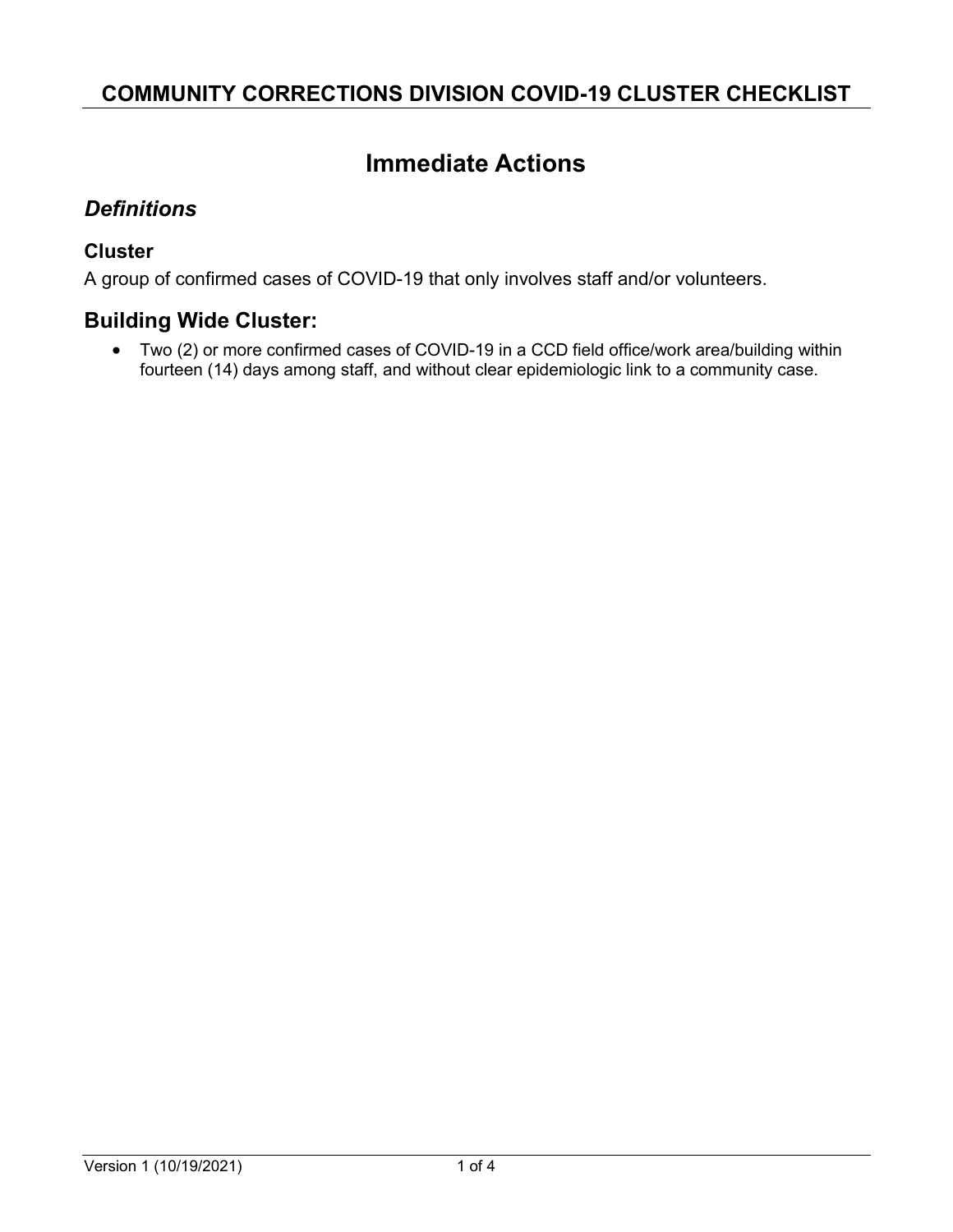# COMMUNITY CORRECTIONS DIVISION COVID-19 CLUSTER CHECKLIST

## Immediate Actions

### *Definitions*

#### Cluster

A group of confirmed cases of COVID-19 that only involves staff and/or volunteers.

### Building Wide Cluster:

- Two (2) or more confirmed cases of COVID-19 in a CCD field office/work area/building within fourteen (14) days among staff, and without clear epidemiologic link to a community case.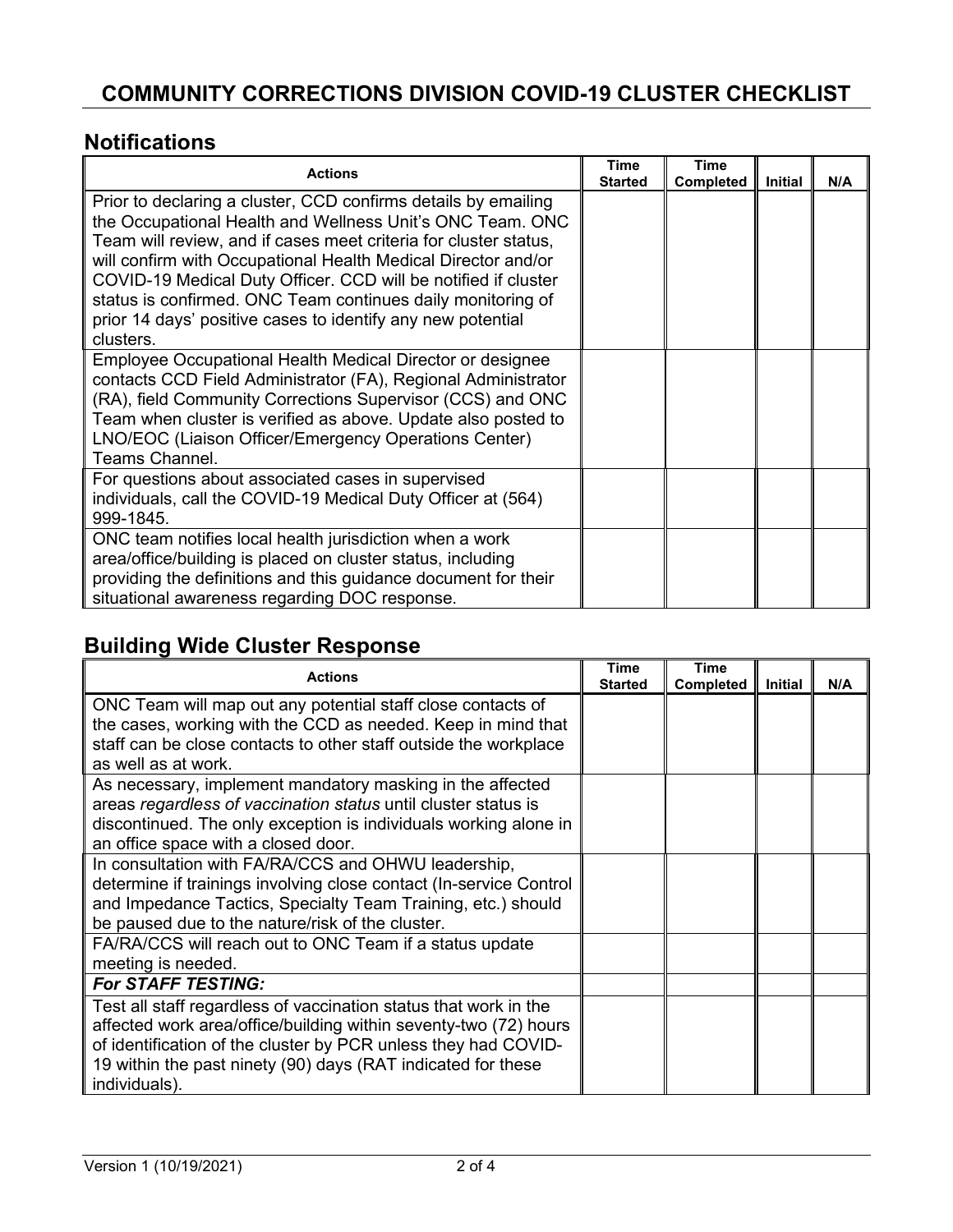## COMMUNITY CORRECTIONS DIVISION COVID-19 CLUSTER CHECKLIST

### Notifications

| Actions | Time Started | Time Completed | Initial | N/A |
|---|---|---|---|---|
| Prior to declaring a cluster, CCD confirms details by emailing the Occupational Health and Wellness Unit's ONC Team. ONC Team will review, and if cases meet criteria for cluster status, will confirm with Occupational Health Medical Director and/or COVID-19 Medical Duty Officer. CCD will be notified if cluster status is confirmed. ONC Team continues daily monitoring of prior 14 days' positive cases to identify any new potential clusters. | | | | |
| Employee Occupational Health Medical Director or designee contacts CCD Field Administrator (FA), Regional Administrator (RA), field Community Corrections Supervisor (CCS) and ONC Team when cluster is verified as above. Update also posted to LNO/EOC (Liaison Officer/Emergency Operations Center) Teams Channel. | | | | |
| For questions about associated cases in supervised individuals, call the COVID-19 Medical Duty Officer at (564) 999-1845. | | | | |
| ONC team notifies local health jurisdiction when a work area/office/building is placed on cluster status, including providing the definitions and this guidance document for their situational awareness regarding DOC response. | | | | |

### Building Wide Cluster Response

| Actions | Time Started | Time Completed | Initial | N/A |
|---|---|---|---|---|
| ONC Team will map out any potential staff close contacts of the cases, working with the CCD as needed. Keep in mind that staff can be close contacts to other staff outside the workplace as well as at work. | | | | |
| As necessary, implement mandatory masking in the affected areas *regardless of vaccination status* until cluster status is discontinued. The only exception is individuals working alone in an office space with a closed door. | | | | |
| In consultation with FA/RA/CCS and OHWU leadership, determine if trainings involving close contact (In-service Control and Impedance Tactics, Specialty Team Training, etc.) should be paused due to the nature/risk of the cluster. | | | | |
| FA/RA/CCS will reach out to ONC Team if a status update meeting is needed. | | | | |
| ***For STAFF TESTING:*** | | | | |
| Test all staff regardless of vaccination status that work in the affected work area/office/building within seventy-two (72) hours of identification of the cluster by PCR unless they had COVID-19 within the past ninety (90) days (RAT indicated for these individuals). | | | | |

Version 1 (10/19/2021)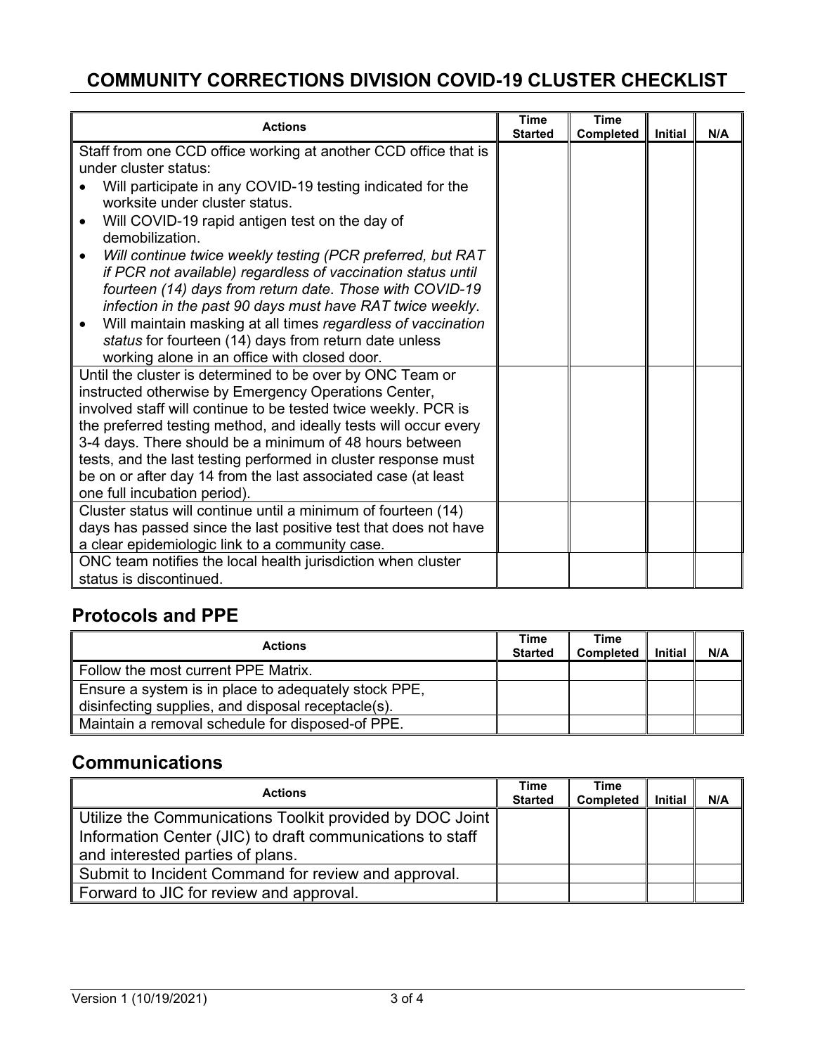# COMMUNITY CORRECTIONS DIVISION COVID-19 CLUSTER CHECKLIST

| Actions | Time Started | Time Completed | Initial | N/A |
|---|---|---|---|---|
| Staff from one CCD office working at another CCD office that is under cluster status:<br>• Will participate in any COVID-19 testing indicated for the worksite under cluster status.<br>• Will COVID-19 rapid antigen test on the day of demobilization.<br>• *Will continue twice weekly testing (PCR preferred, but RAT if PCR not available) regardless of vaccination status until fourteen (14) days from return date. Those with COVID-19 infection in the past 90 days must have RAT twice weekly*.<br>• Will maintain masking at all times *regardless of vaccination status* for fourteen (14) days from return date unless working alone in an office with closed door. | | | | |
| Until the cluster is determined to be over by ONC Team or instructed otherwise by Emergency Operations Center, involved staff will continue to be tested twice weekly. PCR is the preferred testing method, and ideally tests will occur every 3-4 days. There should be a minimum of 48 hours between tests, and the last testing performed in cluster response must be on or after day 14 from the last associated case (at least one full incubation period). | | | | |
| Cluster status will continue until a minimum of fourteen (14) days has passed since the last positive test that does not have a clear epidemiologic link to a community case. | | | | |
| ONC team notifies the local health jurisdiction when cluster status is discontinued. | | | | |

## Protocols and PPE

| Actions | Time Started | Time Completed | Initial | N/A |
|---|---|---|---|---|
| Follow the most current PPE Matrix. | | | | |
| Ensure a system is in place to adequately stock PPE, disinfecting supplies, and disposal receptacle(s). | | | | |
| Maintain a removal schedule for disposed-of PPE. | | | | |

## Communications

| Actions | Time Started | Time Completed | Initial | N/A |
|---|---|---|---|---|
| Utilize the Communications Toolkit provided by DOC Joint Information Center (JIC) to draft communications to staff and interested parties of plans. | | | | |
| Submit to Incident Command for review and approval. | | | | |
| Forward to JIC for review and approval. | | | | |

Version 1 (10/19/2021)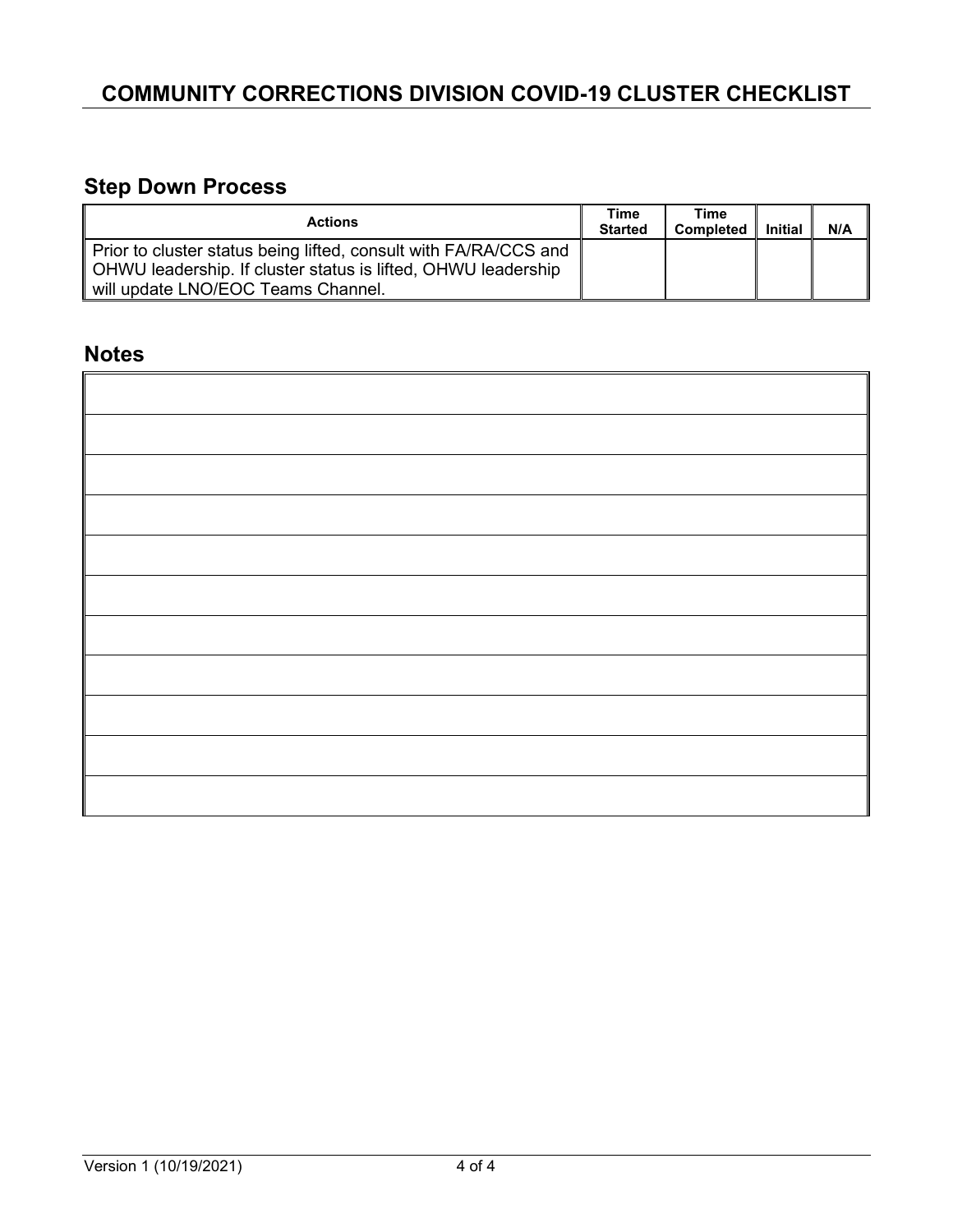# COMMUNITY CORRECTIONS DIVISION COVID-19 CLUSTER CHECKLIST

## Step Down Process

| Actions | Time Started | Time Completed | Initial | N/A |
|---|---|---|---|---|
| Prior to cluster status being lifted, consult with FA/RA/CCS and OHWU leadership. If cluster status is lifted, OHWU leadership will update LNO/EOC Teams Channel. | | | | |

## Notes

| |
|---|
| |
| |
| |
| |
| |
| |
| |
| |
| |
| |
| |